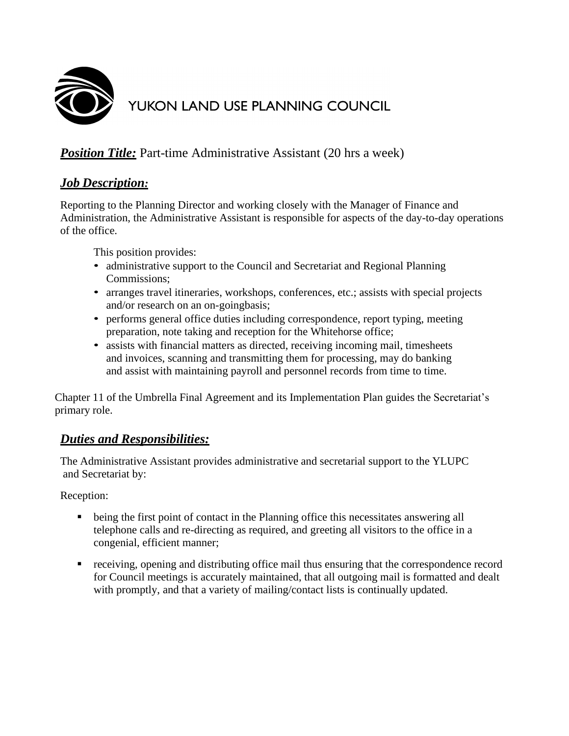# YUKON LAND USE PLANNING COUNCIL

***Position Title:*** Part-time Administrative Assistant (20 hrs a week)

## *Job Description:*

Reporting to the Planning Director and working closely with the Manager of Finance and Administration, the Administrative Assistant is responsible for aspects of the day-to-day operations of the office.

This position provides:

- administrative support to the Council and Secretariat and Regional Planning Commissions;
- arranges travel itineraries, workshops, conferences, etc.; assists with special projects and/or research on an on-goingbasis;
- performs general office duties including correspondence, report typing, meeting preparation, note taking and reception for the Whitehorse office;
- assists with financial matters as directed, receiving incoming mail, timesheets and invoices, scanning and transmitting them for processing, may do banking and assist with maintaining payroll and personnel records from time to time.

Chapter 11 of the Umbrella Final Agreement and its Implementation Plan guides the Secretariat's primary role.

## *Duties and Responsibilities:*

The Administrative Assistant provides administrative and secretarial support to the YLUPC and Secretariat by:

Reception:

- being the first point of contact in the Planning office this necessitates answering all telephone calls and re-directing as required, and greeting all visitors to the office in a congenial, efficient manner;
- receiving, opening and distributing office mail thus ensuring that the correspondence record for Council meetings is accurately maintained, that all outgoing mail is formatted and dealt with promptly, and that a variety of mailing/contact lists is continually updated.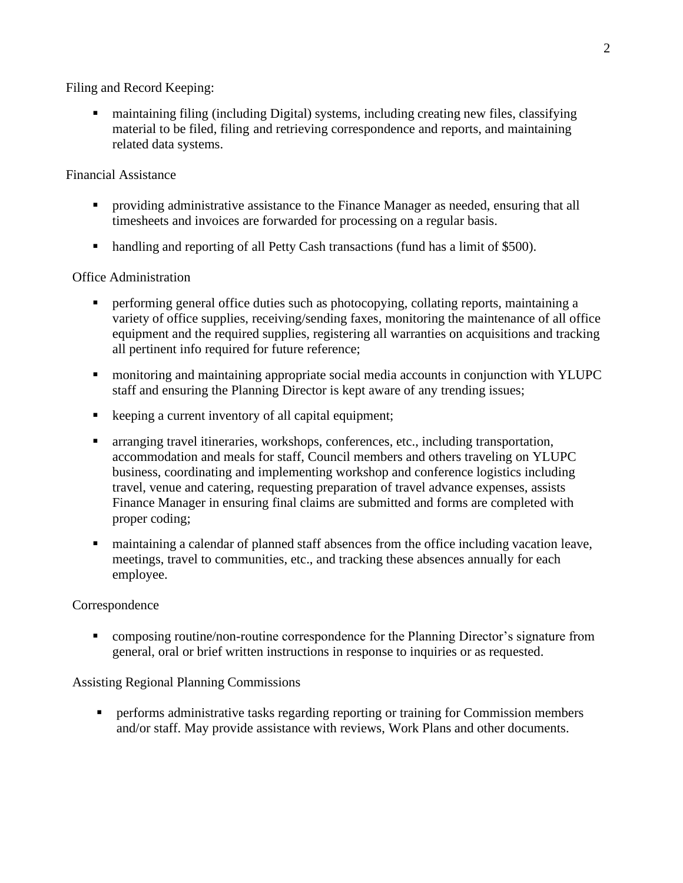Filing and Record Keeping:

- maintaining filing (including Digital) systems, including creating new files, classifying material to be filed, filing and retrieving correspondence and reports, and maintaining related data systems.

Financial Assistance

- providing administrative assistance to the Finance Manager as needed, ensuring that all timesheets and invoices are forwarded for processing on a regular basis.

- handling and reporting of all Petty Cash transactions (fund has a limit of $500).

Office Administration

- performing general office duties such as photocopying, collating reports, maintaining a variety of office supplies, receiving/sending faxes, monitoring the maintenance of all office equipment and the required supplies, registering all warranties on acquisitions and tracking all pertinent info required for future reference;

- monitoring and maintaining appropriate social media accounts in conjunction with YLUPC staff and ensuring the Planning Director is kept aware of any trending issues;

- keeping a current inventory of all capital equipment;

- arranging travel itineraries, workshops, conferences, etc., including transportation, accommodation and meals for staff, Council members and others traveling on YLUPC business, coordinating and implementing workshop and conference logistics including travel, venue and catering, requesting preparation of travel advance expenses, assists Finance Manager in ensuring final claims are submitted and forms are completed with proper coding;

- maintaining a calendar of planned staff absences from the office including vacation leave, meetings, travel to communities, etc., and tracking these absences annually for each employee.

Correspondence

- composing routine/non-routine correspondence for the Planning Director's signature from general, oral or brief written instructions in response to inquiries or as requested.

Assisting Regional Planning Commissions

- performs administrative tasks regarding reporting or training for Commission members and/or staff. May provide assistance with reviews, Work Plans and other documents.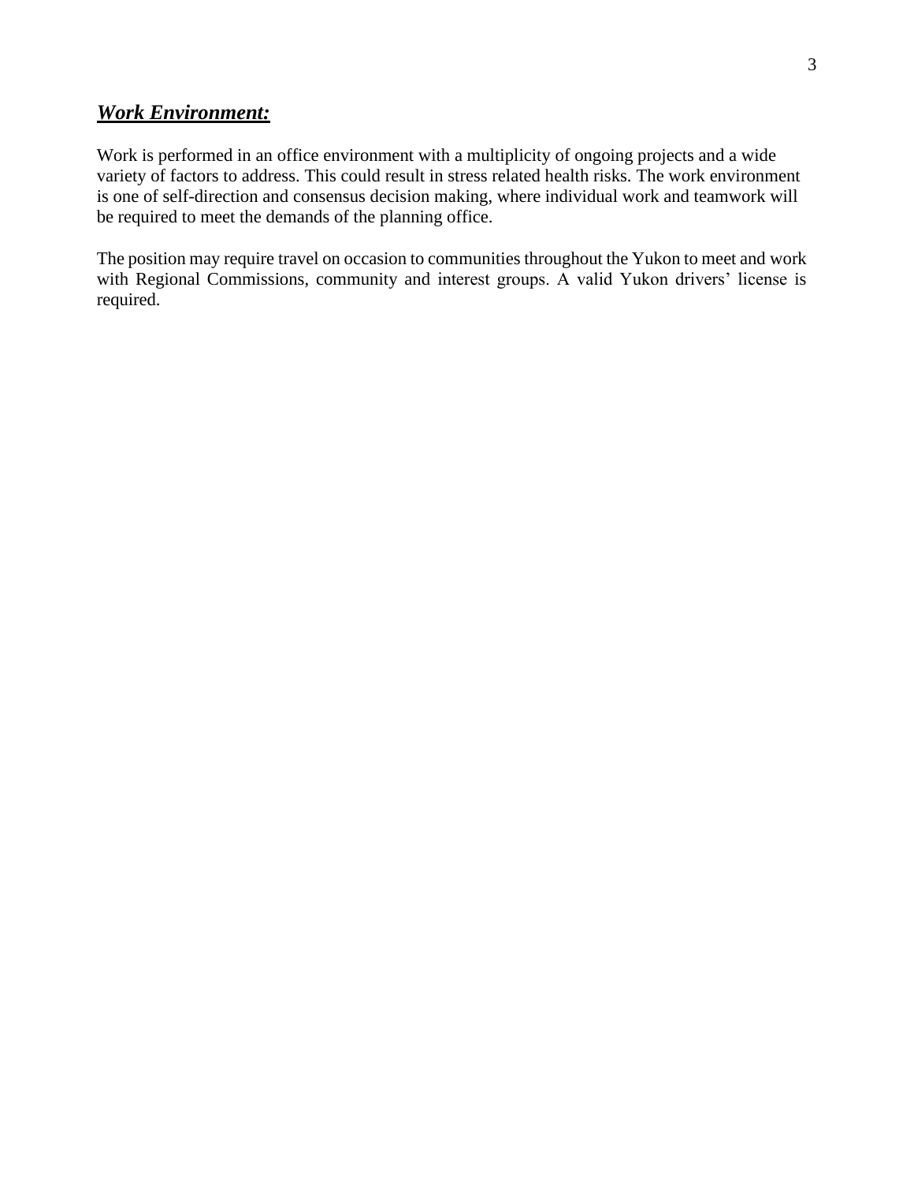## ***Work Environment:***

Work is performed in an office environment with a multiplicity of ongoing projects and a wide variety of factors to address. This could result in stress related health risks. The work environment is one of self-direction and consensus decision making, where individual work and teamwork will be required to meet the demands of the planning office.

The position may require travel on occasion to communities throughout the Yukon to meet and work with Regional Commissions, community and interest groups. A valid Yukon drivers' license is required.